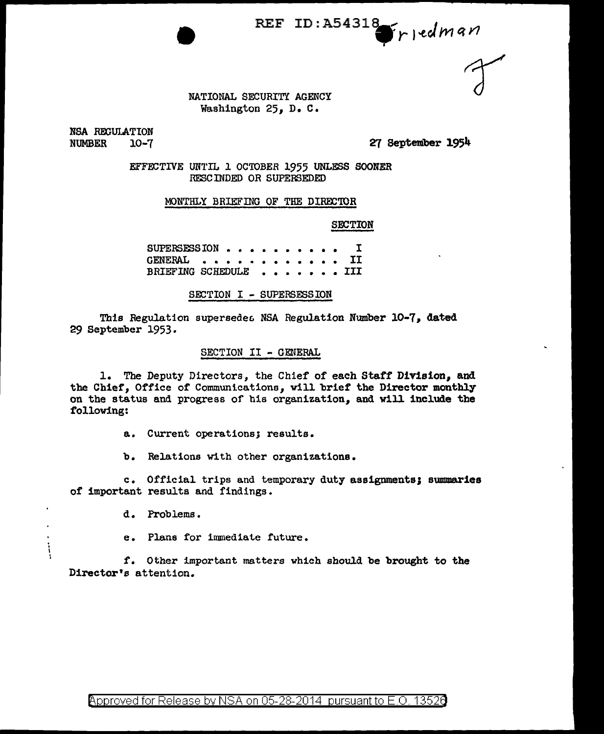REF ID:A54318 Friedman

NATIONAL SECURITY AGENCY
Washington 25, D. C.

NSA REGULATION
NUMBER 10-7

27 September 1954

EFFECTIVE UNTIL 1 OCTOBER 1955 UNLESS SOONER RESCINDED OR SUPERSEDED

MONTHLY BRIEFING OF THE DIRECTOR

| | SECTION |
|---|---|
| SUPERSESSION . . . . . . . . . . . | I |
| GENERAL . . . . . . . . . . . . . | II |
| BRIEFING SCHEDULE . . . . . . . . | III |

SECTION I - SUPERSESSION

This Regulation supersedes NSA Regulation Number 10-7, dated 29 September 1953.

SECTION II - GENERAL

1. The Deputy Directors, the Chief of each Staff Division, and the Chief, Office of Communications, will brief the Director monthly on the status and progress of his organization, and will include the following:

a. Current operations; results.

b. Relations with other organizations.

c. Official trips and temporary duty assignments; summaries of important results and findings.

d. Problems.

e. Plans for immediate future.

f. Other important matters which should be brought to the Director's attention.

Approved for Release by NSA on 05-28-2014 pursuant to E.O. 13526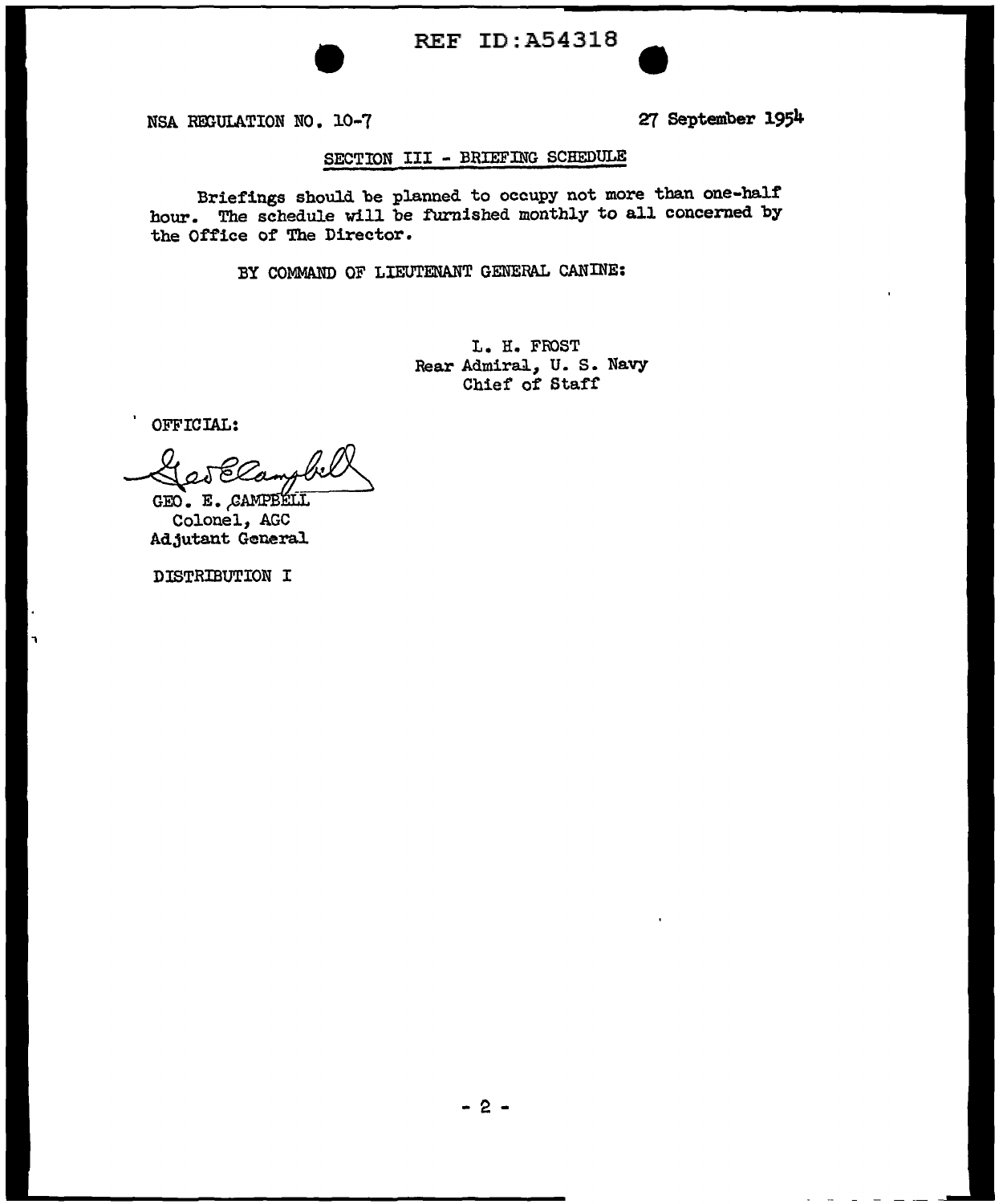NSA REGULATION NO. 10-7 27 September 1954

## SECTION III - BRIEFING SCHEDULE

Briefings should be planned to occupy not more than one-half hour. The schedule will be furnished monthly to all concerned by the Office of The Director.

BY COMMAND OF LIEUTENANT GENERAL CANINE:

L. H. FROST
Rear Admiral, U. S. Navy
Chief of Staff

OFFICIAL:

GEO. E. CAMPBELL
Colonel, AGC
Adjutant General

DISTRIBUTION I